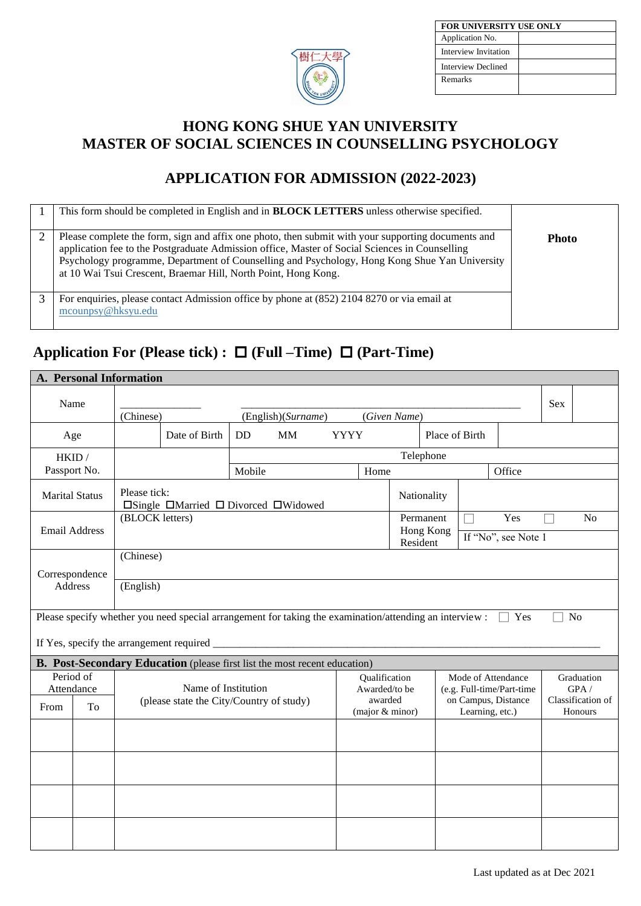| FOR UNIVERSITY USE ONLY | |
|---|---|
| Application No. | |
| Interview Invitation | |
| Interview Declined | |
| Remarks | |

# HONG KONG SHUE YAN UNIVERSITY
# MASTER OF SOCIAL SCIENCES IN COUNSELLING PSYCHOLOGY

## APPLICATION FOR ADMISSION (2022-2023)

| | | |
|---|---|---|
| 1 | This form should be completed in English and in **BLOCK LETTERS** unless otherwise specified. | **Photo** |
| 2 | Please complete the form, sign and affix one photo, then submit with your supporting documents and application fee to the Postgraduate Admission office, Master of Social Sciences in Counselling Psychology programme, Department of Counselling and Psychology, Hong Kong Shue Yan University at 10 Wai Tsui Crescent, Braemar Hill, North Point, Hong Kong. | |
| 3 | For enquiries, please contact Admission office by phone at (852) 2104 8270 or via email at mcounpsy@hksyu.edu | |

## Application For (Please tick) : ☐ (Full –Time) ☐ (Part-Time)

**A. Personal Information**

| | | | | | | | |
|---|---|---|---|---|---|---|---|
| Name | ______________ (Chinese) | | ______________ (English)(*Surname*) (*Given Name*) | | | Sex | |
| Age | | Date of Birth | DD MM YYYY | | Place of Birth | | |
| HKID / Passport No. | | | Telephone | | | | |
| | | | Mobile | Home | | Office | |
| Marital Status | Please tick: ☐Single ☐Married ☐ Divorced ☐Widowed | | | Nationality | | | |
| Email Address | (BLOCK letters) | | | Permanent Hong Kong Resident | ☐ Yes ☐ No | | |
| | | | | | If "No", see Note 1 | | |
| Correspondence Address | (Chinese) | | | | | | |
| | (English) | | | | | | |

Please specify whether you need special arrangement for taking the examination/attending an interview : ☐ Yes ☐ No

If Yes, specify the arrangement required ________________________________________________

**B. Post-Secondary Education** (please first list the most recent education)

| Period of Attendance | | Name of Institution (please state the City/Country of study) | Qualification Awarded/to be awarded (major & minor) | Mode of Attendance (e.g. Full-time/Part-time on Campus, Distance Learning, etc.) | Graduation GPA / Classification of Honours |
|---|---|---|---|---|---|
| From | To | | | | |
| | | | | | |
| | | | | | |
| | | | | | |
| | | | | | |

Last updated as at Dec 2021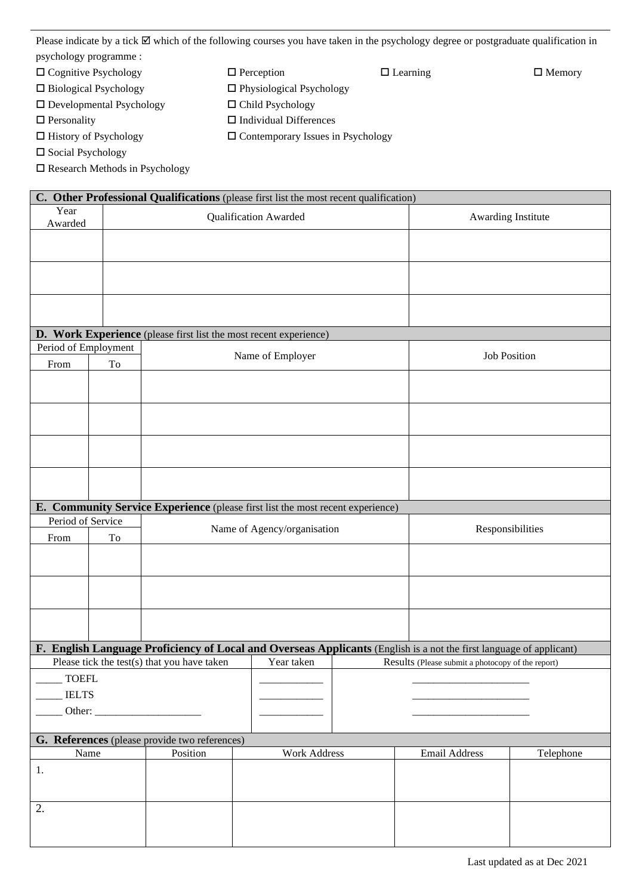Please indicate by a tick ☑ which of the following courses you have taken in the psychology degree or postgraduate qualification in psychology programme :

- ☐ Cognitive Psychology
- ☐ Perception
- ☐ Learning
- ☐ Memory
- ☐ Biological Psychology
- ☐ Physiological Psychology
- ☐ Developmental Psychology
- ☐ Child Psychology
- ☐ Personality
- ☐ Individual Differences
- ☐ History of Psychology
- ☐ Contemporary Issues in Psychology
- ☐ Social Psychology
- ☐ Research Methods in Psychology

**C. Other Professional Qualifications** (please first list the most recent qualification)

| Year Awarded | Qualification Awarded | Awarding Institute |
|---|---|---|
| | | |
| | | |
| | | |

**D. Work Experience** (please first list the most recent experience)

| Period of Employment | | Name of Employer | Job Position |
|---|---|---|---|
| From | To | | |
| | | | |
| | | | |
| | | | |
| | | | |

**E. Community Service Experience** (please first list the most recent experience)

| Period of Service | | Name of Agency/organisation | Responsibilities |
|---|---|---|---|
| From | To | | |
| | | | |
| | | | |
| | | | |

**F. English Language Proficiency of Local and Overseas Applicants** (English is a not the first language of applicant)

| Please tick the test(s) that you have taken | Year taken | Results (Please submit a photocopy of the report) |
|---|---|---|
| _____ TOEFL | ____________ | ______________________ |
| _____ IELTS | ____________ | ______________________ |
| _____ Other: ____________________ | ____________ | ______________________ |

**G. References** (please provide two references)

| Name | Position | Work Address | Email Address | Telephone |
|---|---|---|---|---|
| 1. | | | | |
| 2. | | | | |

Last updated as at Dec 2021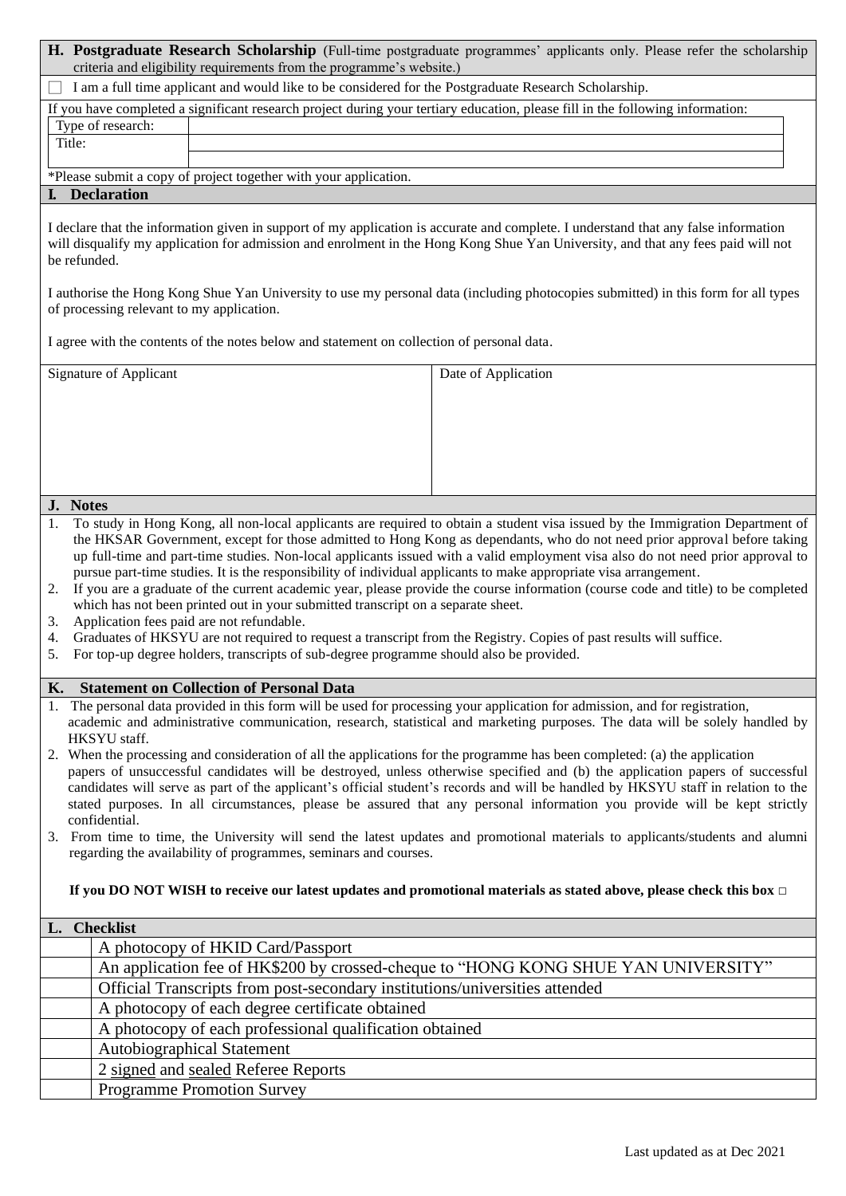## H. Postgraduate Research Scholarship (Full-time postgraduate programmes' applicants only. Please refer the scholarship criteria and eligibility requirements from the programme's website.)

☐ I am a full time applicant and would like to be considered for the Postgraduate Research Scholarship.

If you have completed a significant research project during your tertiary education, please fill in the following information:

| Type of research: | |
|---|---|
| Title: | |
| | |

*Please submit a copy of project together with your application.

## I. Declaration

I declare that the information given in support of my application is accurate and complete. I understand that any false information will disqualify my application for admission and enrolment in the Hong Kong Shue Yan University, and that any fees paid will not be refunded.

I authorise the Hong Kong Shue Yan University to use my personal data (including photocopies submitted) in this form for all types of processing relevant to my application.

I agree with the contents of the notes below and statement on collection of personal data.

| Signature of Applicant | Date of Application |
|---|---|
| | |

## J. Notes

1. To study in Hong Kong, all non-local applicants are required to obtain a student visa issued by the Immigration Department of the HKSAR Government, except for those admitted to Hong Kong as dependants, who do not need prior approval before taking up full-time and part-time studies. Non-local applicants issued with a valid employment visa also do not need prior approval to pursue part-time studies. It is the responsibility of individual applicants to make appropriate visa arrangement.
2. If you are a graduate of the current academic year, please provide the course information (course code and title) to be completed which has not been printed out in your submitted transcript on a separate sheet.
3. Application fees paid are not refundable.
4. Graduates of HKSYU are not required to request a transcript from the Registry. Copies of past results will suffice.
5. For top-up degree holders, transcripts of sub-degree programme should also be provided.

## K. Statement on Collection of Personal Data

1. The personal data provided in this form will be used for processing your application for admission, and for registration, academic and administrative communication, research, statistical and marketing purposes. The data will be solely handled by HKSYU staff.
2. When the processing and consideration of all the applications for the programme has been completed: (a) the application papers of unsuccessful candidates will be destroyed, unless otherwise specified and (b) the application papers of successful candidates will serve as part of the applicant's official student's records and will be handled by HKSYU staff in relation to the stated purposes. In all circumstances, please be assured that any personal information you provide will be kept strictly confidential.
3. From time to time, the University will send the latest updates and promotional materials to applicants/students and alumni regarding the availability of programmes, seminars and courses.

**If you DO NOT WISH to receive our latest updates and promotional materials as stated above, please check this box □**

## L. Checklist

| | |
|---|---|
| | A photocopy of HKID Card/Passport |
| | An application fee of HK$200 by crossed-cheque to "HONG KONG SHUE YAN UNIVERSITY" |
| | Official Transcripts from post-secondary institutions/universities attended |
| | A photocopy of each degree certificate obtained |
| | A photocopy of each professional qualification obtained |
| | Autobiographical Statement |
| | 2 signed and sealed Referee Reports |
| | Programme Promotion Survey |

Last updated as at Dec 2021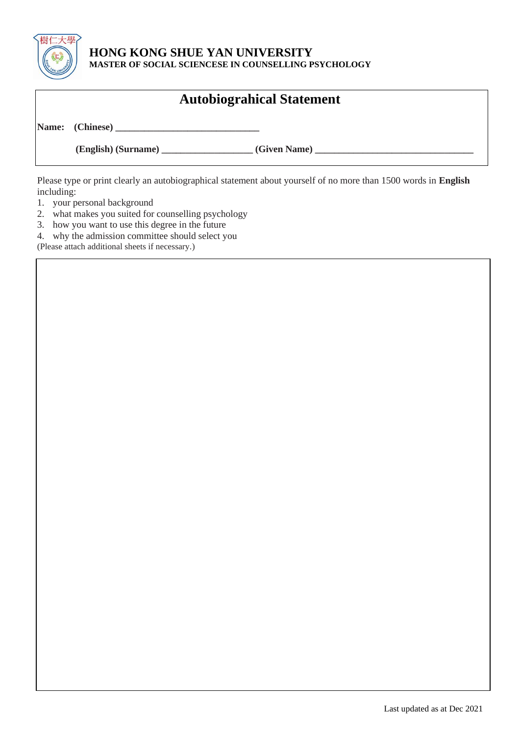樹仁大學

**HONG KONG SHUE YAN UNIVERSITY**
**MASTER OF SOCIAL SCIENCESE IN COUNSELLING PSYCHOLOGY**

# Autobiograhical Statement

**Name: (Chinese)** ______________________________

**(English) (Surname)** ___________________ **(Given Name)** _________________________________

Please type or print clearly an autobiographical statement about yourself of no more than 1500 words in **English** including:

1. your personal background
2. what makes you suited for counselling psychology
3. how you want to use this degree in the future
4. why the admission committee should select you

(Please attach additional sheets if necessary.)

Last updated as at Dec 2021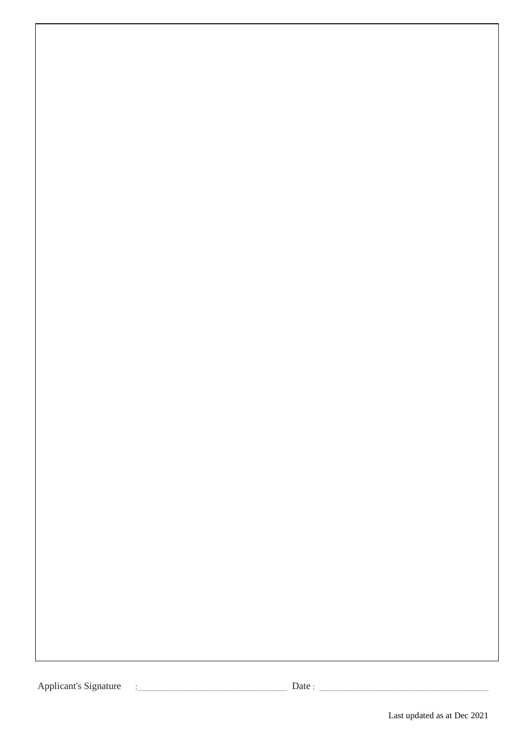Applicant's Signature :_______________________________ Date : ___________________________________

Last updated as at Dec 2021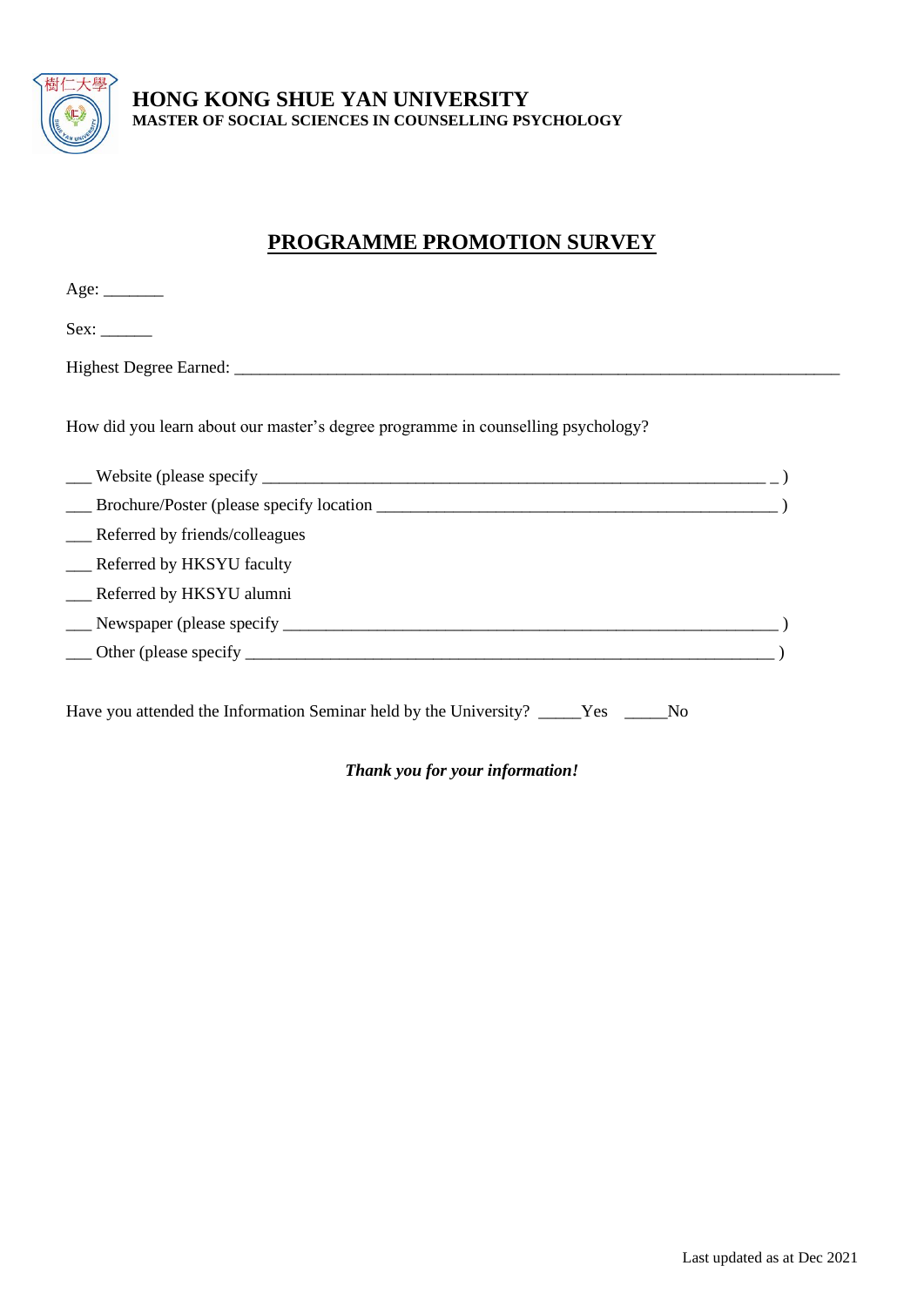**HONG KONG SHUE YAN UNIVERSITY**
**MASTER OF SOCIAL SCIENCES IN COUNSELLING PSYCHOLOGY**

# PROGRAMME PROMOTION SURVEY

Age: _______

Sex: ______

Highest Degree Earned: ___________________________________________________________________________

How did you learn about our master's degree programme in counselling psychology?

___ Website (please specify _______________________________________________________________ _ )
___ Brochure/Poster (please specify location _________________________________________________ )
___ Referred by friends/colleagues
___ Referred by HKSYU faculty
___ Referred by HKSYU alumni
___ Newspaper (please specify ______________________________________________________________ )
___ Other (please specify __________________________________________________________________ )

Have you attended the Information Seminar held by the University? _____Yes _____No

***Thank you for your information!***

Last updated as at Dec 2021